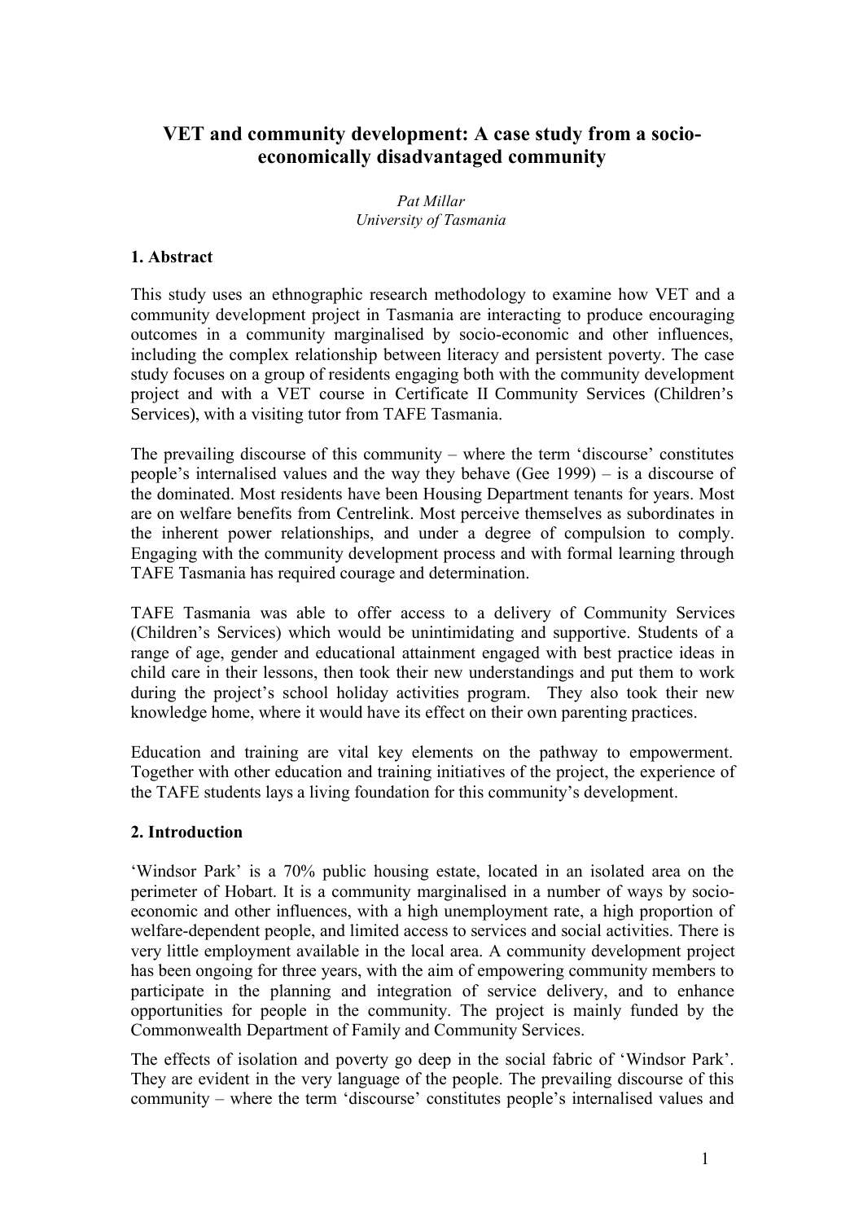# VET and community development: A case study from a socio-economically disadvantaged community

*Pat Millar*
*University of Tasmania*

## 1. Abstract

This study uses an ethnographic research methodology to examine how VET and a community development project in Tasmania are interacting to produce encouraging outcomes in a community marginalised by socio-economic and other influences, including the complex relationship between literacy and persistent poverty. The case study focuses on a group of residents engaging both with the community development project and with a VET course in Certificate II Community Services (Children's Services), with a visiting tutor from TAFE Tasmania.

The prevailing discourse of this community – where the term 'discourse' constitutes people's internalised values and the way they behave (Gee 1999) – is a discourse of the dominated. Most residents have been Housing Department tenants for years. Most are on welfare benefits from Centrelink. Most perceive themselves as subordinates in the inherent power relationships, and under a degree of compulsion to comply. Engaging with the community development process and with formal learning through TAFE Tasmania has required courage and determination.

TAFE Tasmania was able to offer access to a delivery of Community Services (Children's Services) which would be unintimidating and supportive. Students of a range of age, gender and educational attainment engaged with best practice ideas in child care in their lessons, then took their new understandings and put them to work during the project's school holiday activities program. They also took their new knowledge home, where it would have its effect on their own parenting practices.

Education and training are vital key elements on the pathway to empowerment. Together with other education and training initiatives of the project, the experience of the TAFE students lays a living foundation for this community's development.

## 2. Introduction

'Windsor Park' is a 70% public housing estate, located in an isolated area on the perimeter of Hobart. It is a community marginalised in a number of ways by socio-economic and other influences, with a high unemployment rate, a high proportion of welfare-dependent people, and limited access to services and social activities. There is very little employment available in the local area. A community development project has been ongoing for three years, with the aim of empowering community members to participate in the planning and integration of service delivery, and to enhance opportunities for people in the community. The project is mainly funded by the Commonwealth Department of Family and Community Services.

The effects of isolation and poverty go deep in the social fabric of 'Windsor Park'. They are evident in the very language of the people. The prevailing discourse of this community – where the term 'discourse' constitutes people's internalised values and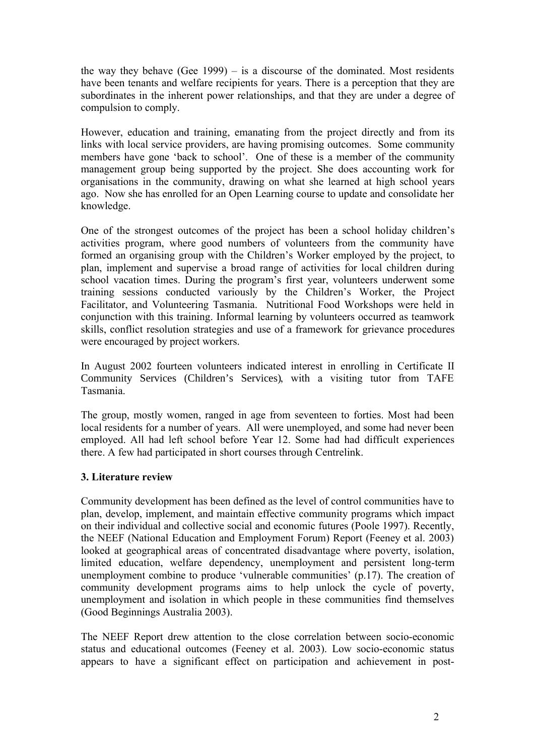the way they behave (Gee 1999) – is a discourse of the dominated. Most residents have been tenants and welfare recipients for years. There is a perception that they are subordinates in the inherent power relationships, and that they are under a degree of compulsion to comply.

However, education and training, emanating from the project directly and from its links with local service providers, are having promising outcomes. Some community members have gone 'back to school'. One of these is a member of the community management group being supported by the project. She does accounting work for organisations in the community, drawing on what she learned at high school years ago. Now she has enrolled for an Open Learning course to update and consolidate her knowledge.

One of the strongest outcomes of the project has been a school holiday children's activities program, where good numbers of volunteers from the community have formed an organising group with the Children's Worker employed by the project, to plan, implement and supervise a broad range of activities for local children during school vacation times. During the program's first year, volunteers underwent some training sessions conducted variously by the Children's Worker, the Project Facilitator, and Volunteering Tasmania. Nutritional Food Workshops were held in conjunction with this training. Informal learning by volunteers occurred as teamwork skills, conflict resolution strategies and use of a framework for grievance procedures were encouraged by project workers.

In August 2002 fourteen volunteers indicated interest in enrolling in Certificate II Community Services (Children's Services), with a visiting tutor from TAFE Tasmania.

The group, mostly women, ranged in age from seventeen to forties. Most had been local residents for a number of years. All were unemployed, and some had never been employed. All had left school before Year 12. Some had had difficult experiences there. A few had participated in short courses through Centrelink.

### 3. Literature review

Community development has been defined as the level of control communities have to plan, develop, implement, and maintain effective community programs which impact on their individual and collective social and economic futures (Poole 1997). Recently, the NEEF (National Education and Employment Forum) Report (Feeney et al. 2003) looked at geographical areas of concentrated disadvantage where poverty, isolation, limited education, welfare dependency, unemployment and persistent long-term unemployment combine to produce 'vulnerable communities' (p.17). The creation of community development programs aims to help unlock the cycle of poverty, unemployment and isolation in which people in these communities find themselves (Good Beginnings Australia 2003).

The NEEF Report drew attention to the close correlation between socio-economic status and educational outcomes (Feeney et al. 2003). Low socio-economic status appears to have a significant effect on participation and achievement in post-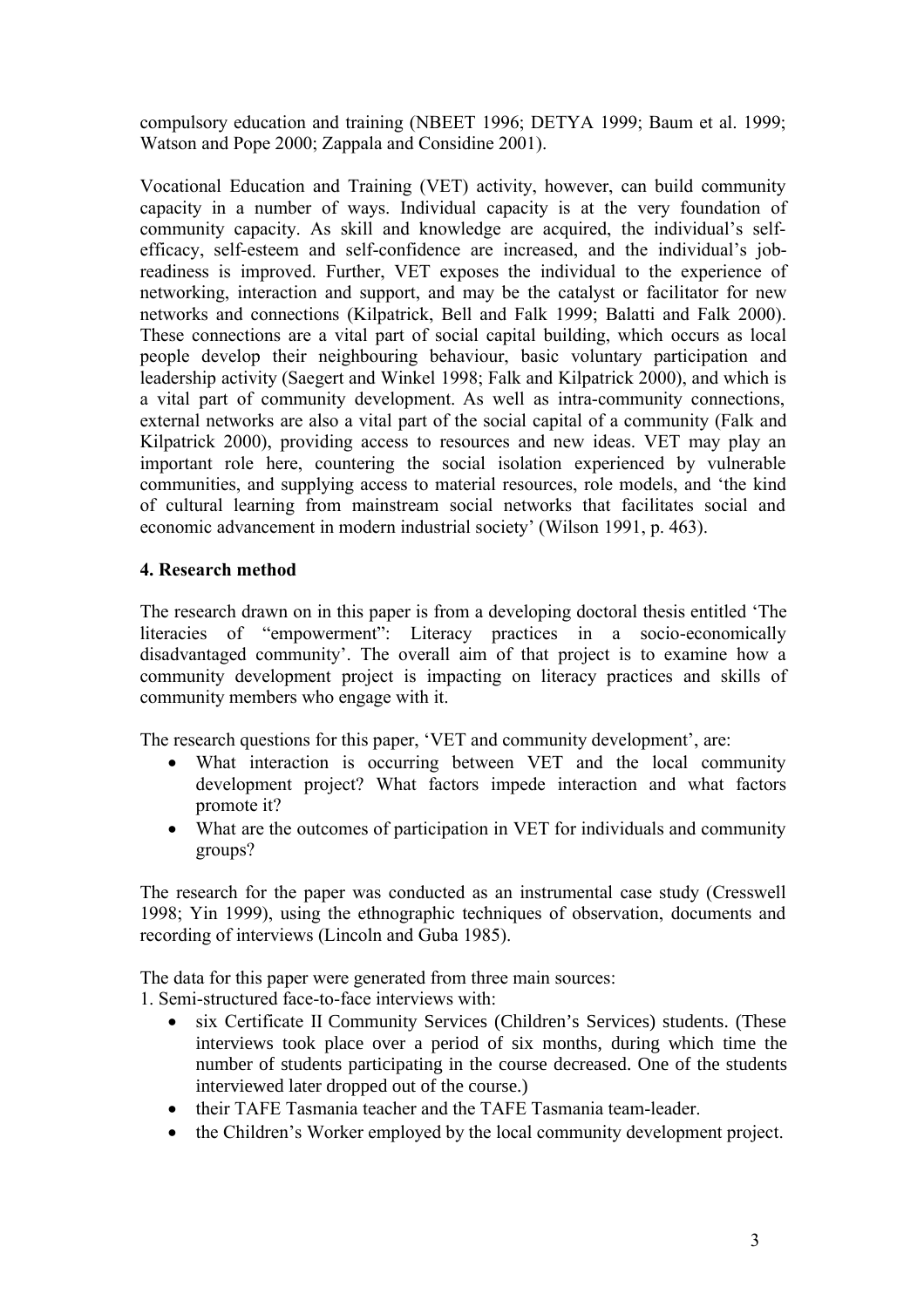compulsory education and training (NBEET 1996; DETYA 1999; Baum et al. 1999; Watson and Pope 2000; Zappala and Considine 2001).

Vocational Education and Training (VET) activity, however, can build community capacity in a number of ways. Individual capacity is at the very foundation of community capacity. As skill and knowledge are acquired, the individual's self-efficacy, self-esteem and self-confidence are increased, and the individual's job-readiness is improved. Further, VET exposes the individual to the experience of networking, interaction and support, and may be the catalyst or facilitator for new networks and connections (Kilpatrick, Bell and Falk 1999; Balatti and Falk 2000). These connections are a vital part of social capital building, which occurs as local people develop their neighbouring behaviour, basic voluntary participation and leadership activity (Saegert and Winkel 1998; Falk and Kilpatrick 2000), and which is a vital part of community development. As well as intra-community connections, external networks are also a vital part of the social capital of a community (Falk and Kilpatrick 2000), providing access to resources and new ideas. VET may play an important role here, countering the social isolation experienced by vulnerable communities, and supplying access to material resources, role models, and 'the kind of cultural learning from mainstream social networks that facilitates social and economic advancement in modern industrial society' (Wilson 1991, p. 463).

## 4. Research method

The research drawn on in this paper is from a developing doctoral thesis entitled 'The literacies of "empowerment": Literacy practices in a socio-economically disadvantaged community'. The overall aim of that project is to examine how a community development project is impacting on literacy practices and skills of community members who engage with it.

The research questions for this paper, 'VET and community development', are:

- What interaction is occurring between VET and the local community development project? What factors impede interaction and what factors promote it?
- What are the outcomes of participation in VET for individuals and community groups?

The research for the paper was conducted as an instrumental case study (Cresswell 1998; Yin 1999), using the ethnographic techniques of observation, documents and recording of interviews (Lincoln and Guba 1985).

The data for this paper were generated from three main sources:

1. Semi-structured face-to-face interviews with:
    - six Certificate II Community Services (Children's Services) students. (These interviews took place over a period of six months, during which time the number of students participating in the course decreased. One of the students interviewed later dropped out of the course.)
    - their TAFE Tasmania teacher and the TAFE Tasmania team-leader.
    - the Children's Worker employed by the local community development project.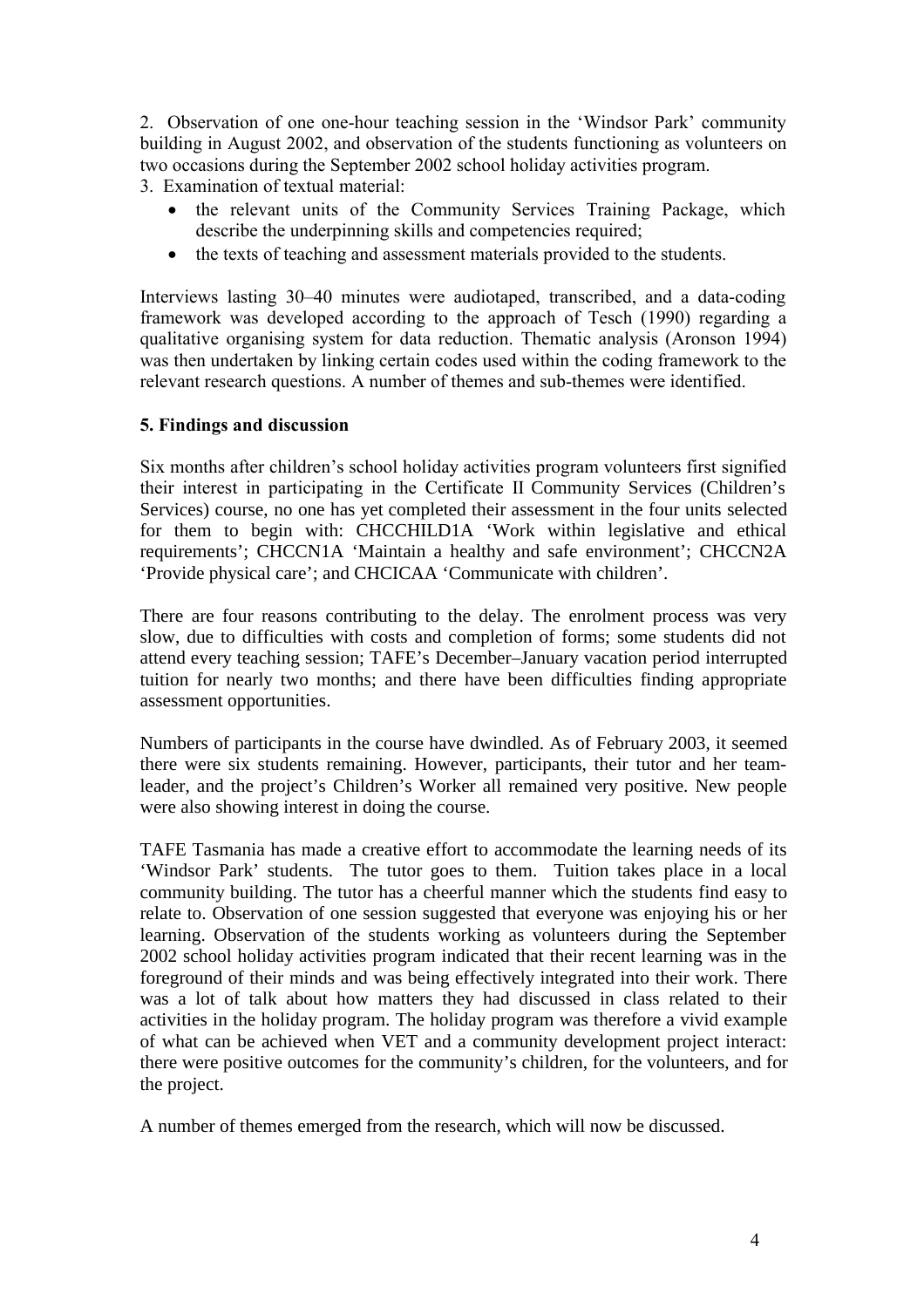2. Observation of one one-hour teaching session in the 'Windsor Park' community building in August 2002, and observation of the students functioning as volunteers on two occasions during the September 2002 school holiday activities program.

3. Examination of textual material:
   - the relevant units of the Community Services Training Package, which describe the underpinning skills and competencies required;
   - the texts of teaching and assessment materials provided to the students.

Interviews lasting 30–40 minutes were audiotaped, transcribed, and a data-coding framework was developed according to the approach of Tesch (1990) regarding a qualitative organising system for data reduction. Thematic analysis (Aronson 1994) was then undertaken by linking certain codes used within the coding framework to the relevant research questions. A number of themes and sub-themes were identified.

## 5. Findings and discussion

Six months after children's school holiday activities program volunteers first signified their interest in participating in the Certificate II Community Services (Children's Services) course, no one has yet completed their assessment in the four units selected for them to begin with: CHCCHILD1A 'Work within legislative and ethical requirements'; CHCCN1A 'Maintain a healthy and safe environment'; CHCCN2A 'Provide physical care'; and CHCICAA 'Communicate with children'.

There are four reasons contributing to the delay. The enrolment process was very slow, due to difficulties with costs and completion of forms; some students did not attend every teaching session; TAFE's December–January vacation period interrupted tuition for nearly two months; and there have been difficulties finding appropriate assessment opportunities.

Numbers of participants in the course have dwindled. As of February 2003, it seemed there were six students remaining. However, participants, their tutor and her team-leader, and the project's Children's Worker all remained very positive. New people were also showing interest in doing the course.

TAFE Tasmania has made a creative effort to accommodate the learning needs of its 'Windsor Park' students. The tutor goes to them. Tuition takes place in a local community building. The tutor has a cheerful manner which the students find easy to relate to. Observation of one session suggested that everyone was enjoying his or her learning. Observation of the students working as volunteers during the September 2002 school holiday activities program indicated that their recent learning was in the foreground of their minds and was being effectively integrated into their work. There was a lot of talk about how matters they had discussed in class related to their activities in the holiday program. The holiday program was therefore a vivid example of what can be achieved when VET and a community development project interact: there were positive outcomes for the community's children, for the volunteers, and for the project.

A number of themes emerged from the research, which will now be discussed.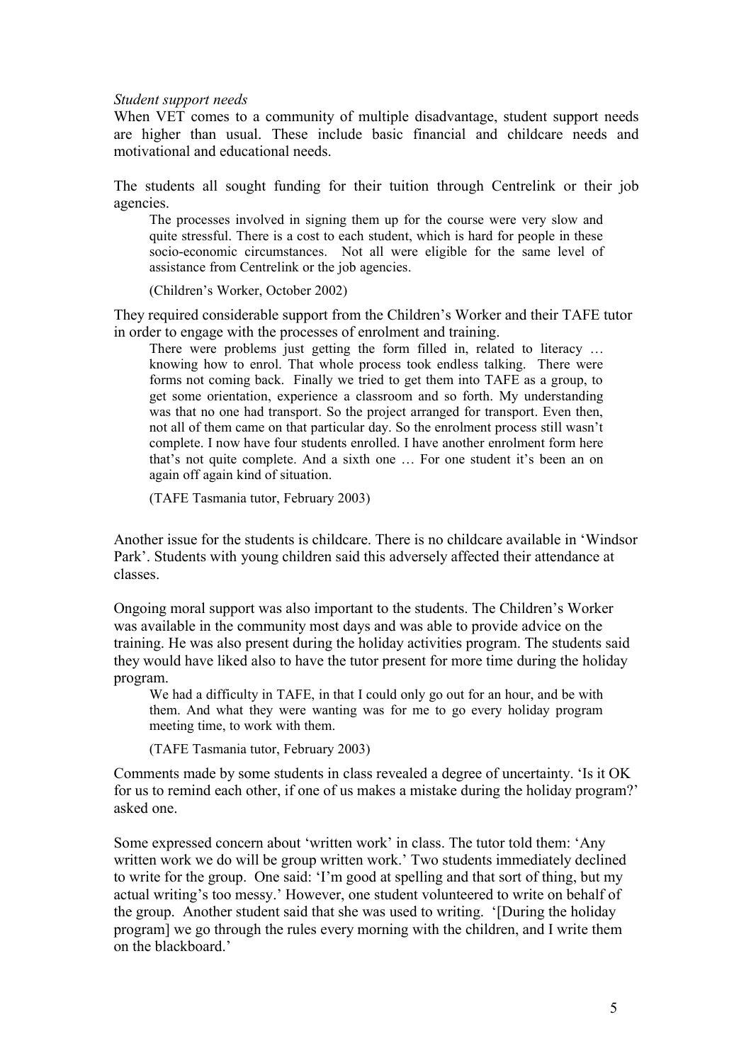*Student support needs*

When VET comes to a community of multiple disadvantage, student support needs are higher than usual. These include basic financial and childcare needs and motivational and educational needs.

The students all sought funding for their tuition through Centrelink or their job agencies.

> The processes involved in signing them up for the course were very slow and quite stressful. There is a cost to each student, which is hard for people in these socio-economic circumstances. Not all were eligible for the same level of assistance from Centrelink or the job agencies.
>
> (Children's Worker, October 2002)

They required considerable support from the Children's Worker and their TAFE tutor in order to engage with the processes of enrolment and training.

> There were problems just getting the form filled in, related to literacy … knowing how to enrol. That whole process took endless talking. There were forms not coming back. Finally we tried to get them into TAFE as a group, to get some orientation, experience a classroom and so forth. My understanding was that no one had transport. So the project arranged for transport. Even then, not all of them came on that particular day. So the enrolment process still wasn't complete. I now have four students enrolled. I have another enrolment form here that's not quite complete. And a sixth one … For one student it's been an on again off again kind of situation.
>
> (TAFE Tasmania tutor, February 2003)

Another issue for the students is childcare. There is no childcare available in 'Windsor Park'. Students with young children said this adversely affected their attendance at classes.

Ongoing moral support was also important to the students. The Children's Worker was available in the community most days and was able to provide advice on the training. He was also present during the holiday activities program. The students said they would have liked also to have the tutor present for more time during the holiday program.

> We had a difficulty in TAFE, in that I could only go out for an hour, and be with them. And what they were wanting was for me to go every holiday program meeting time, to work with them.
>
> (TAFE Tasmania tutor, February 2003)

Comments made by some students in class revealed a degree of uncertainty. 'Is it OK for us to remind each other, if one of us makes a mistake during the holiday program?' asked one.

Some expressed concern about 'written work' in class. The tutor told them: 'Any written work we do will be group written work.' Two students immediately declined to write for the group. One said: 'I'm good at spelling and that sort of thing, but my actual writing's too messy.' However, one student volunteered to write on behalf of the group. Another student said that she was used to writing. '[During the holiday program] we go through the rules every morning with the children, and I write them on the blackboard.'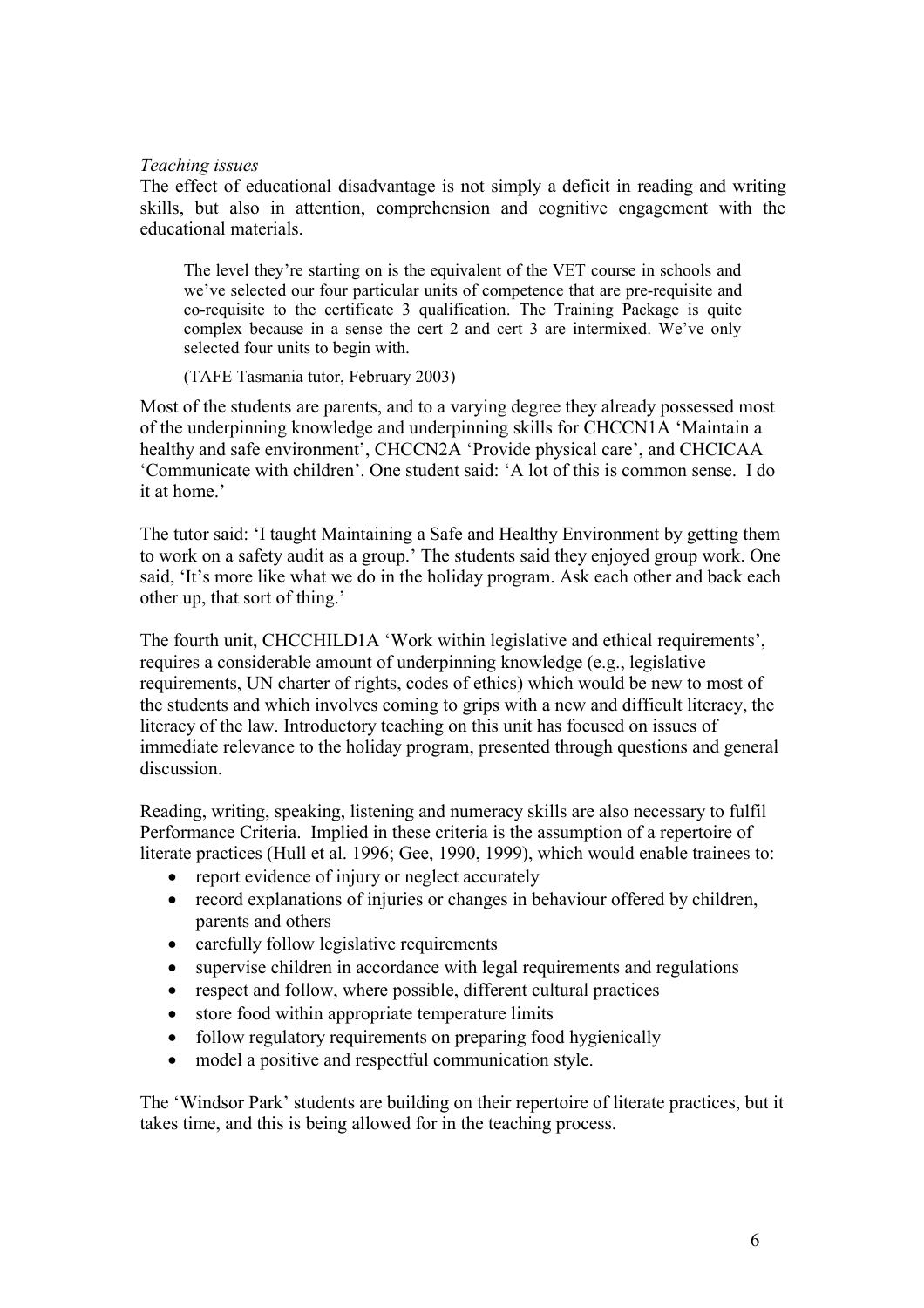*Teaching issues*

The effect of educational disadvantage is not simply a deficit in reading and writing skills, but also in attention, comprehension and cognitive engagement with the educational materials.

> The level they're starting on is the equivalent of the VET course in schools and we've selected our four particular units of competence that are pre-requisite and co-requisite to the certificate 3 qualification. The Training Package is quite complex because in a sense the cert 2 and cert 3 are intermixed. We've only selected four units to begin with.
>
> (TAFE Tasmania tutor, February 2003)

Most of the students are parents, and to a varying degree they already possessed most of the underpinning knowledge and underpinning skills for CHCCN1A 'Maintain a healthy and safe environment', CHCCN2A 'Provide physical care', and CHCICAA 'Communicate with children'. One student said: 'A lot of this is common sense. I do it at home.'

The tutor said: 'I taught Maintaining a Safe and Healthy Environment by getting them to work on a safety audit as a group.' The students said they enjoyed group work. One said, 'It's more like what we do in the holiday program. Ask each other and back each other up, that sort of thing.'

The fourth unit, CHCCHILD1A 'Work within legislative and ethical requirements', requires a considerable amount of underpinning knowledge (e.g., legislative requirements, UN charter of rights, codes of ethics) which would be new to most of the students and which involves coming to grips with a new and difficult literacy, the literacy of the law. Introductory teaching on this unit has focused on issues of immediate relevance to the holiday program, presented through questions and general discussion.

Reading, writing, speaking, listening and numeracy skills are also necessary to fulfil Performance Criteria. Implied in these criteria is the assumption of a repertoire of literate practices (Hull et al. 1996; Gee, 1990, 1999), which would enable trainees to:

- report evidence of injury or neglect accurately
- record explanations of injuries or changes in behaviour offered by children, parents and others
- carefully follow legislative requirements
- supervise children in accordance with legal requirements and regulations
- respect and follow, where possible, different cultural practices
- store food within appropriate temperature limits
- follow regulatory requirements on preparing food hygienically
- model a positive and respectful communication style.

The 'Windsor Park' students are building on their repertoire of literate practices, but it takes time, and this is being allowed for in the teaching process.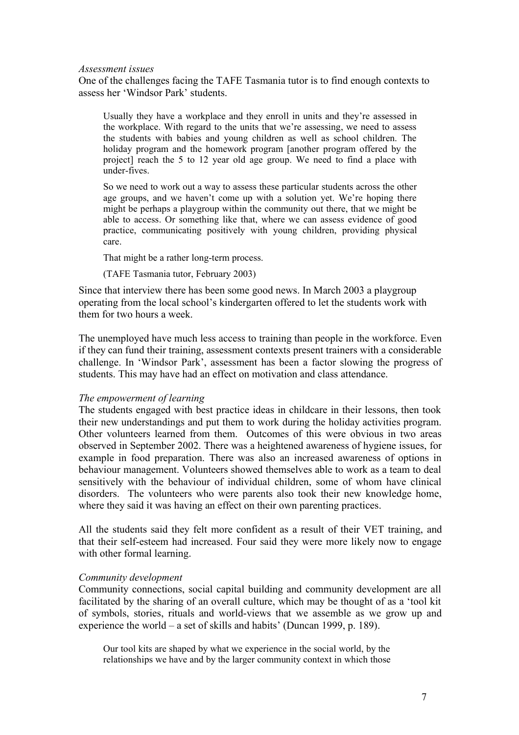*Assessment issues*

One of the challenges facing the TAFE Tasmania tutor is to find enough contexts to assess her 'Windsor Park' students.

> Usually they have a workplace and they enroll in units and they're assessed in the workplace. With regard to the units that we're assessing, we need to assess the students with babies and young children as well as school children. The holiday program and the homework program [another program offered by the project] reach the 5 to 12 year old age group. We need to find a place with under-fives.
>
> So we need to work out a way to assess these particular students across the other age groups, and we haven't come up with a solution yet. We're hoping there might be perhaps a playgroup within the community out there, that we might be able to access. Or something like that, where we can assess evidence of good practice, communicating positively with young children, providing physical care.
>
> That might be a rather long-term process.
>
> (TAFE Tasmania tutor, February 2003)

Since that interview there has been some good news. In March 2003 a playgroup operating from the local school's kindergarten offered to let the students work with them for two hours a week.

The unemployed have much less access to training than people in the workforce. Even if they can fund their training, assessment contexts present trainers with a considerable challenge. In 'Windsor Park', assessment has been a factor slowing the progress of students. This may have had an effect on motivation and class attendance.

*The empowerment of learning*

The students engaged with best practice ideas in childcare in their lessons, then took their new understandings and put them to work during the holiday activities program. Other volunteers learned from them. Outcomes of this were obvious in two areas observed in September 2002. There was a heightened awareness of hygiene issues, for example in food preparation. There was also an increased awareness of options in behaviour management. Volunteers showed themselves able to work as a team to deal sensitively with the behaviour of individual children, some of whom have clinical disorders. The volunteers who were parents also took their new knowledge home, where they said it was having an effect on their own parenting practices.

All the students said they felt more confident as a result of their VET training, and that their self-esteem had increased. Four said they were more likely now to engage with other formal learning.

*Community development*

Community connections, social capital building and community development are all facilitated by the sharing of an overall culture, which may be thought of as a 'tool kit of symbols, stories, rituals and world-views that we assemble as we grow up and experience the world – a set of skills and habits' (Duncan 1999, p. 189).

> Our tool kits are shaped by what we experience in the social world, by the relationships we have and by the larger community context in which those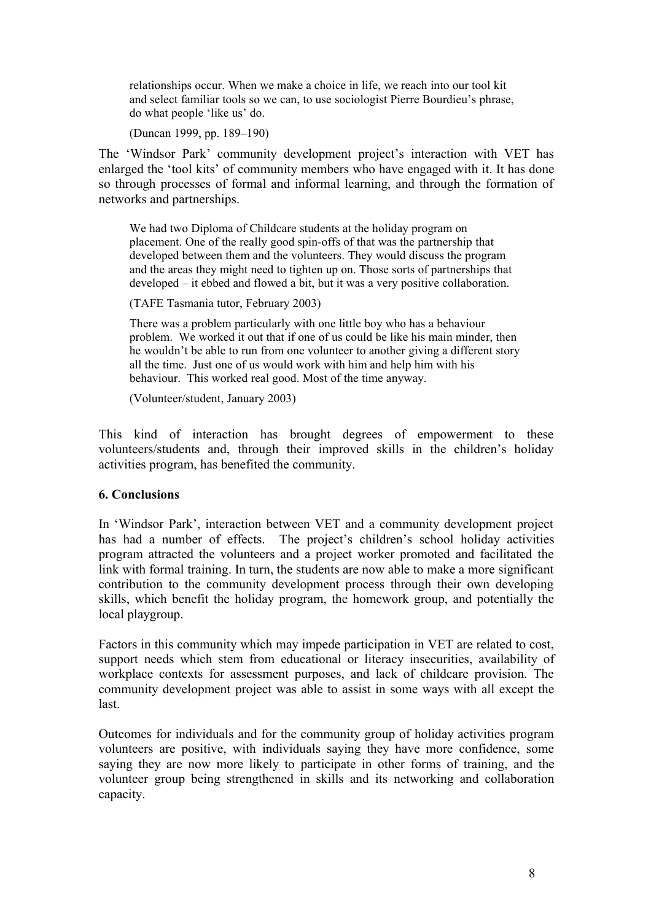> relationships occur. When we make a choice in life, we reach into our tool kit and select familiar tools so we can, to use sociologist Pierre Bourdieu's phrase, do what people 'like us' do.
>
> (Duncan 1999, pp. 189–190)

The 'Windsor Park' community development project's interaction with VET has enlarged the 'tool kits' of community members who have engaged with it. It has done so through processes of formal and informal learning, and through the formation of networks and partnerships.

> We had two Diploma of Childcare students at the holiday program on placement. One of the really good spin-offs of that was the partnership that developed between them and the volunteers. They would discuss the program and the areas they might need to tighten up on. Those sorts of partnerships that developed – it ebbed and flowed a bit, but it was a very positive collaboration.
>
> (TAFE Tasmania tutor, February 2003)

> There was a problem particularly with one little boy who has a behaviour problem. We worked it out that if one of us could be like his main minder, then he wouldn't be able to run from one volunteer to another giving a different story all the time. Just one of us would work with him and help him with his behaviour. This worked real good. Most of the time anyway.
>
> (Volunteer/student, January 2003)

This kind of interaction has brought degrees of empowerment to these volunteers/students and, through their improved skills in the children's holiday activities program, has benefited the community.

## 6. Conclusions

In 'Windsor Park', interaction between VET and a community development project has had a number of effects. The project's children's school holiday activities program attracted the volunteers and a project worker promoted and facilitated the link with formal training. In turn, the students are now able to make a more significant contribution to the community development process through their own developing skills, which benefit the holiday program, the homework group, and potentially the local playgroup.

Factors in this community which may impede participation in VET are related to cost, support needs which stem from educational or literacy insecurities, availability of workplace contexts for assessment purposes, and lack of childcare provision. The community development project was able to assist in some ways with all except the last.

Outcomes for individuals and for the community group of holiday activities program volunteers are positive, with individuals saying they have more confidence, some saying they are now more likely to participate in other forms of training, and the volunteer group being strengthened in skills and its networking and collaboration capacity.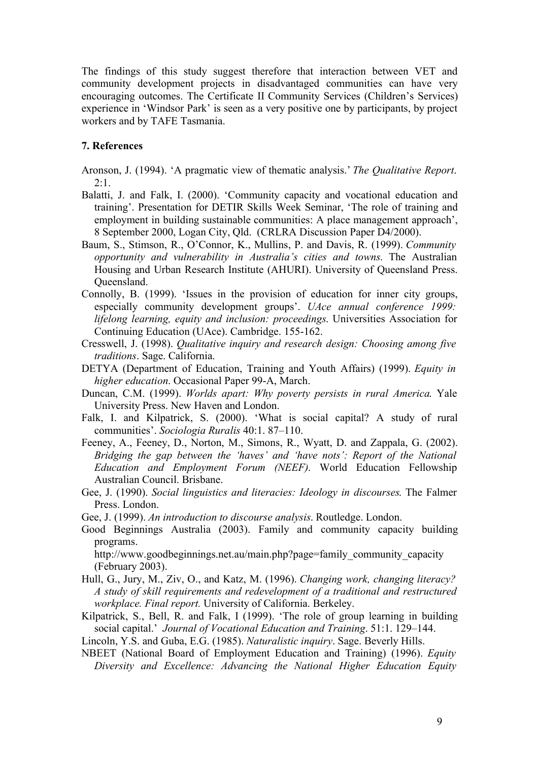The findings of this study suggest therefore that interaction between VET and community development projects in disadvantaged communities can have very encouraging outcomes. The Certificate II Community Services (Children's Services) experience in 'Windsor Park' is seen as a very positive one by participants, by project workers and by TAFE Tasmania.

## 7. References

Aronson, J. (1994). 'A pragmatic view of thematic analysis.' *The Qualitative Report*. 2:1.

Balatti, J. and Falk, I. (2000). 'Community capacity and vocational education and training'. Presentation for DETIR Skills Week Seminar, 'The role of training and employment in building sustainable communities: A place management approach', 8 September 2000, Logan City, Qld. (CRLRA Discussion Paper D4/2000).

Baum, S., Stimson, R., O'Connor, K., Mullins, P. and Davis, R. (1999). *Community opportunity and vulnerability in Australia's cities and towns.* The Australian Housing and Urban Research Institute (AHURI). University of Queensland Press. Queensland.

Connolly, B. (1999). 'Issues in the provision of education for inner city groups, especially community development groups'. *UAce annual conference 1999: lifelong learning, equity and inclusion: proceedings*. Universities Association for Continuing Education (UAce). Cambridge. 155-162.

Cresswell, J. (1998). *Qualitative inquiry and research design: Choosing among five traditions*. Sage. California.

DETYA (Department of Education, Training and Youth Affairs) (1999). *Equity in higher education*. Occasional Paper 99-A, March.

Duncan, C.M. (1999). *Worlds apart: Why poverty persists in rural America.* Yale University Press. New Haven and London.

Falk, I. and Kilpatrick, S. (2000). 'What is social capital? A study of rural communities'. *Sociologia Ruralis* 40:1. 87–110.

Feeney, A., Feeney, D., Norton, M., Simons, R., Wyatt, D. and Zappala, G. (2002). *Bridging the gap between the 'haves' and 'have nots': Report of the National Education and Employment Forum (NEEF).* World Education Fellowship Australian Council. Brisbane.

Gee, J. (1990). *Social linguistics and literacies: Ideology in discourses.* The Falmer Press. London.

Gee, J. (1999). *An introduction to discourse analysis*. Routledge. London.

Good Beginnings Australia (2003). Family and community capacity building programs. http://www.goodbeginnings.net.au/main.php?page=family_community_capacity (February 2003).

Hull, G., Jury, M., Ziv, O., and Katz, M. (1996). *Changing work, changing literacy? A study of skill requirements and redevelopment of a traditional and restructured workplace. Final report.* University of California. Berkeley.

Kilpatrick, S., Bell, R. and Falk, I (1999). 'The role of group learning in building social capital.' *Journal of Vocational Education and Training*. 51:1. 129–144.

Lincoln, Y.S. and Guba, E.G. (1985). *Naturalistic inquiry*. Sage. Beverly Hills.

NBEET (National Board of Employment Education and Training) (1996). *Equity Diversity and Excellence: Advancing the National Higher Education Equity*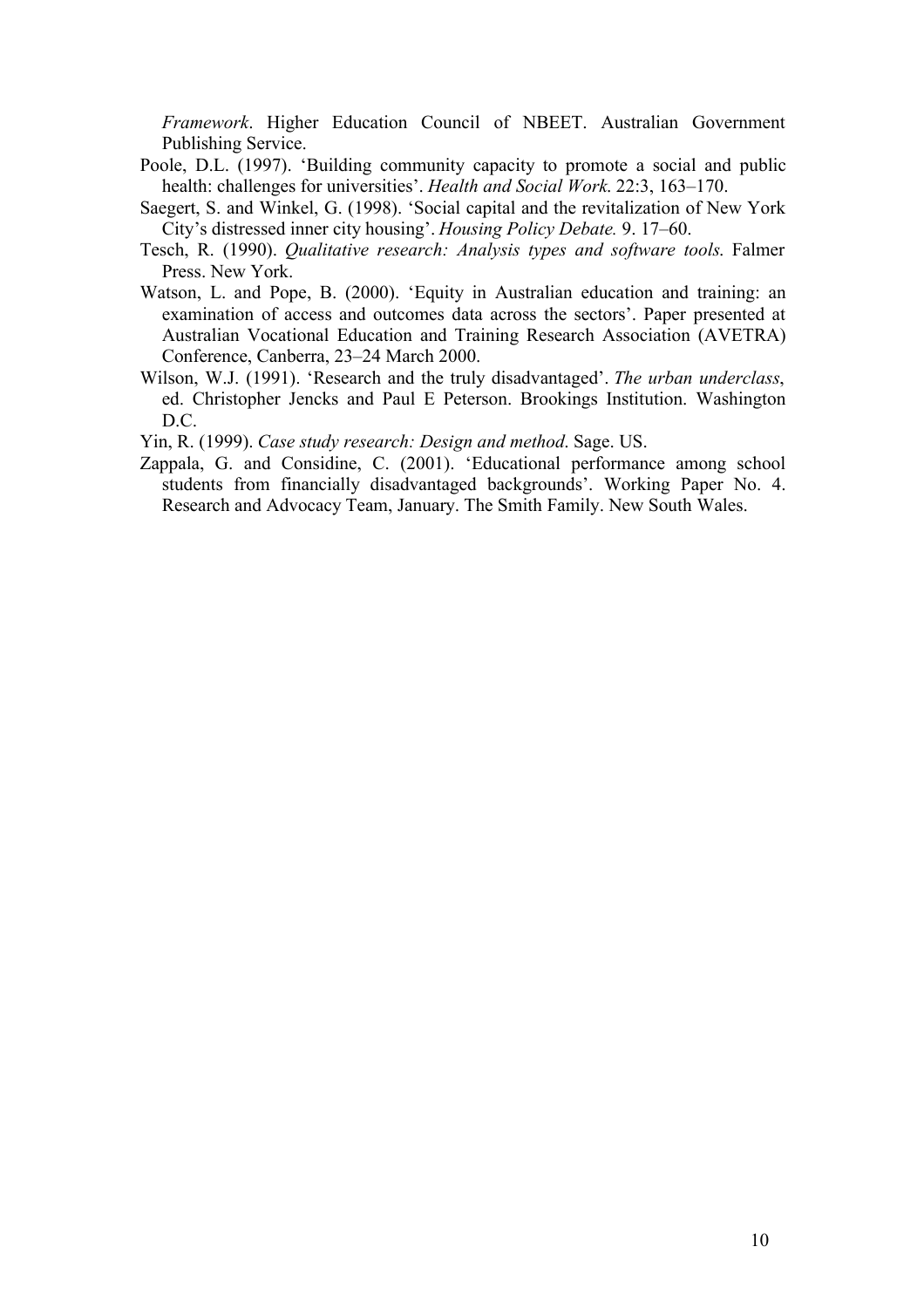*Framework*. Higher Education Council of NBEET. Australian Government Publishing Service.

Poole, D.L. (1997). 'Building community capacity to promote a social and public health: challenges for universities'. *Health and Social Work*. 22:3, 163–170.

Saegert, S. and Winkel, G. (1998). 'Social capital and the revitalization of New York City's distressed inner city housing'. *Housing Policy Debate.* 9. 17–60.

Tesch, R. (1990). *Qualitative research: Analysis types and software tools.* Falmer Press. New York.

Watson, L. and Pope, B. (2000). 'Equity in Australian education and training: an examination of access and outcomes data across the sectors'. Paper presented at Australian Vocational Education and Training Research Association (AVETRA) Conference, Canberra, 23–24 March 2000.

Wilson, W.J. (1991). 'Research and the truly disadvantaged'. *The urban underclass*, ed. Christopher Jencks and Paul E Peterson. Brookings Institution. Washington D.C.

Yin, R. (1999). *Case study research: Design and method*. Sage. US.

Zappala, G. and Considine, C. (2001). 'Educational performance among school students from financially disadvantaged backgrounds'. Working Paper No. 4. Research and Advocacy Team, January. The Smith Family. New South Wales.